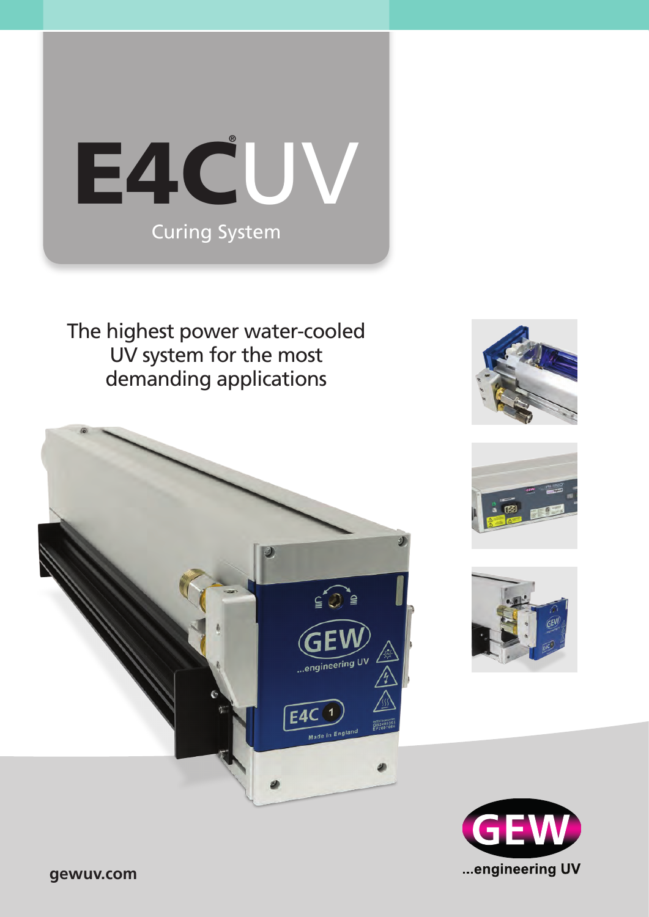# E4C®UV

Curing System

The highest power water-cooled UV system for the most demanding applications

**gewuv.com**

...engineering UV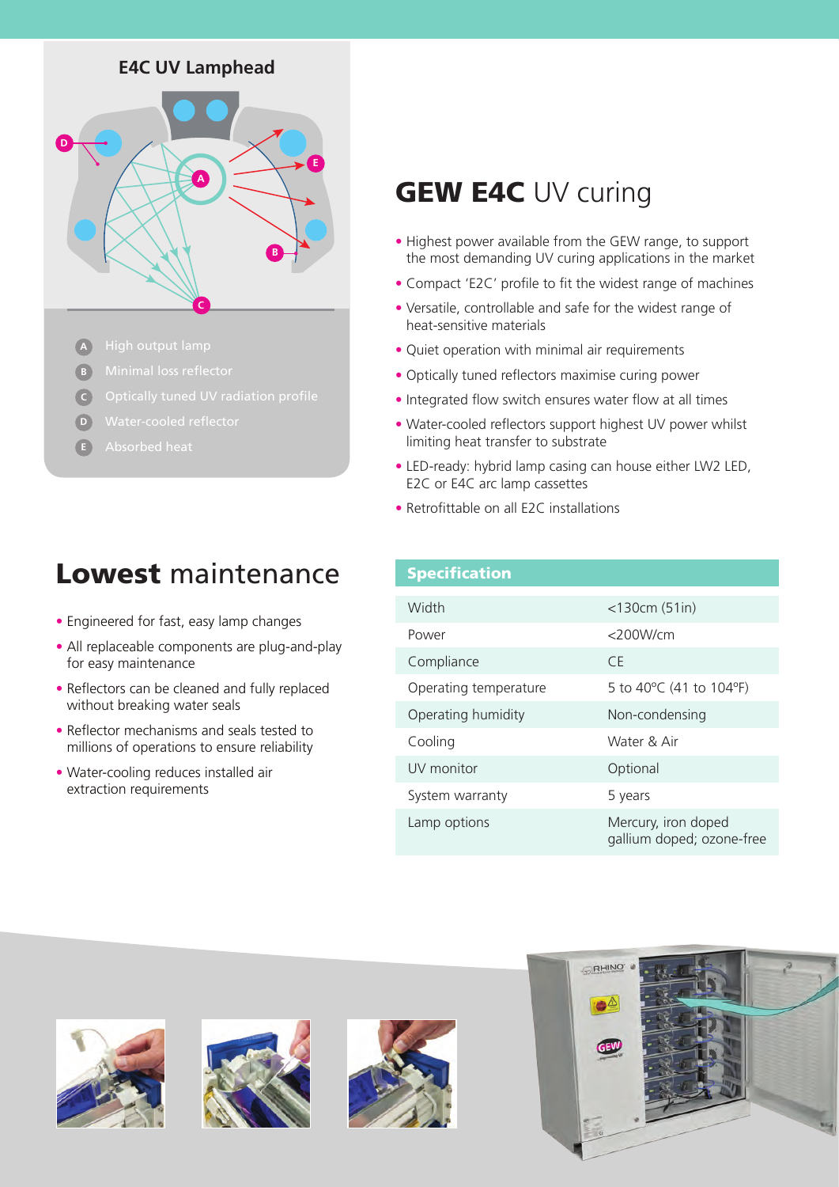## E4C UV Lamphead

- A High output lamp
- B Minimal loss reflector
- C Optically tuned UV radiation profile
- D Water-cooled reflector
- E Absorbed heat

## **GEW E4C** UV curing

- Highest power available from the GEW range, to support the most demanding UV curing applications in the market
- Compact 'E2C' profile to fit the widest range of machines
- Versatile, controllable and safe for the widest range of heat-sensitive materials
- Quiet operation with minimal air requirements
- Optically tuned reflectors maximise curing power
- Integrated flow switch ensures water flow at all times
- Water-cooled reflectors support highest UV power whilst limiting heat transfer to substrate
- LED-ready: hybrid lamp casing can house either LW2 LED, E2C or E4C arc lamp cassettes
- Retrofittable on all E2C installations

## **Lowest** maintenance

- Engineered for fast, easy lamp changes
- All replaceable components are plug-and-play for easy maintenance
- Reflectors can be cleaned and fully replaced without breaking water seals
- Reflector mechanisms and seals tested to millions of operations to ensure reliability
- Water-cooling reduces installed air extraction requirements

| Specification | |
|---|---|
| Width | <130cm (51in) |
| Power | <200W/cm |
| Compliance | CE |
| Operating temperature | 5 to 40ºC (41 to 104ºF) |
| Operating humidity | Non-condensing |
| Cooling | Water & Air |
| UV monitor | Optional |
| System warranty | 5 years |
| Lamp options | Mercury, iron doped gallium doped; ozone-free |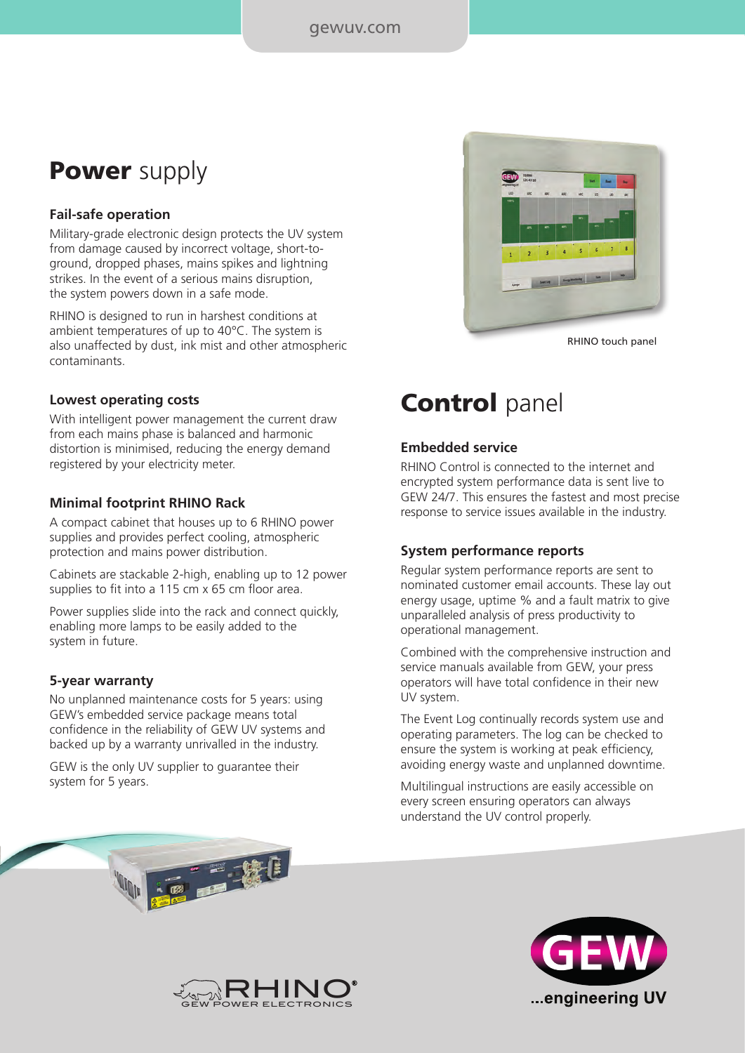# **Power** supply

### Fail-safe operation

Military-grade electronic design protects the UV system from damage caused by incorrect voltage, short-to-ground, dropped phases, mains spikes and lightning strikes. In the event of a serious mains disruption, the system powers down in a safe mode.

RHINO is designed to run in harshest conditions at ambient temperatures of up to 40°C. The system is also unaffected by dust, ink mist and other atmospheric contaminants.

### Lowest operating costs

With intelligent power management the current draw from each mains phase is balanced and harmonic distortion is minimised, reducing the energy demand registered by your electricity meter.

### Minimal footprint RHINO Rack

A compact cabinet that houses up to 6 RHINO power supplies and provides perfect cooling, atmospheric protection and mains power distribution.

Cabinets are stackable 2-high, enabling up to 12 power supplies to fit into a 115 cm x 65 cm floor area.

Power supplies slide into the rack and connect quickly, enabling more lamps to be easily added to the system in future.

### 5-year warranty

No unplanned maintenance costs for 5 years: using GEW's embedded service package means total confidence in the reliability of GEW UV systems and backed up by a warranty unrivalled in the industry.

GEW is the only UV supplier to guarantee their system for 5 years.

RHINO touch panel

# **Control** panel

### Embedded service

RHINO Control is connected to the internet and encrypted system performance data is sent live to GEW 24/7. This ensures the fastest and most precise response to service issues available in the industry.

### System performance reports

Regular system performance reports are sent to nominated customer email accounts. These lay out energy usage, uptime % and a fault matrix to give unparalleled analysis of press productivity to operational management.

Combined with the comprehensive instruction and service manuals available from GEW, your press operators will have total confidence in their new UV system.

The Event Log continually records system use and operating parameters. The log can be checked to ensure the system is working at peak efficiency, avoiding energy waste and unplanned downtime.

Multilingual instructions are easily accessible on every screen ensuring operators can always understand the UV control properly.

RHINO® GEW POWER ELECTRONICS

GEW ...engineering UV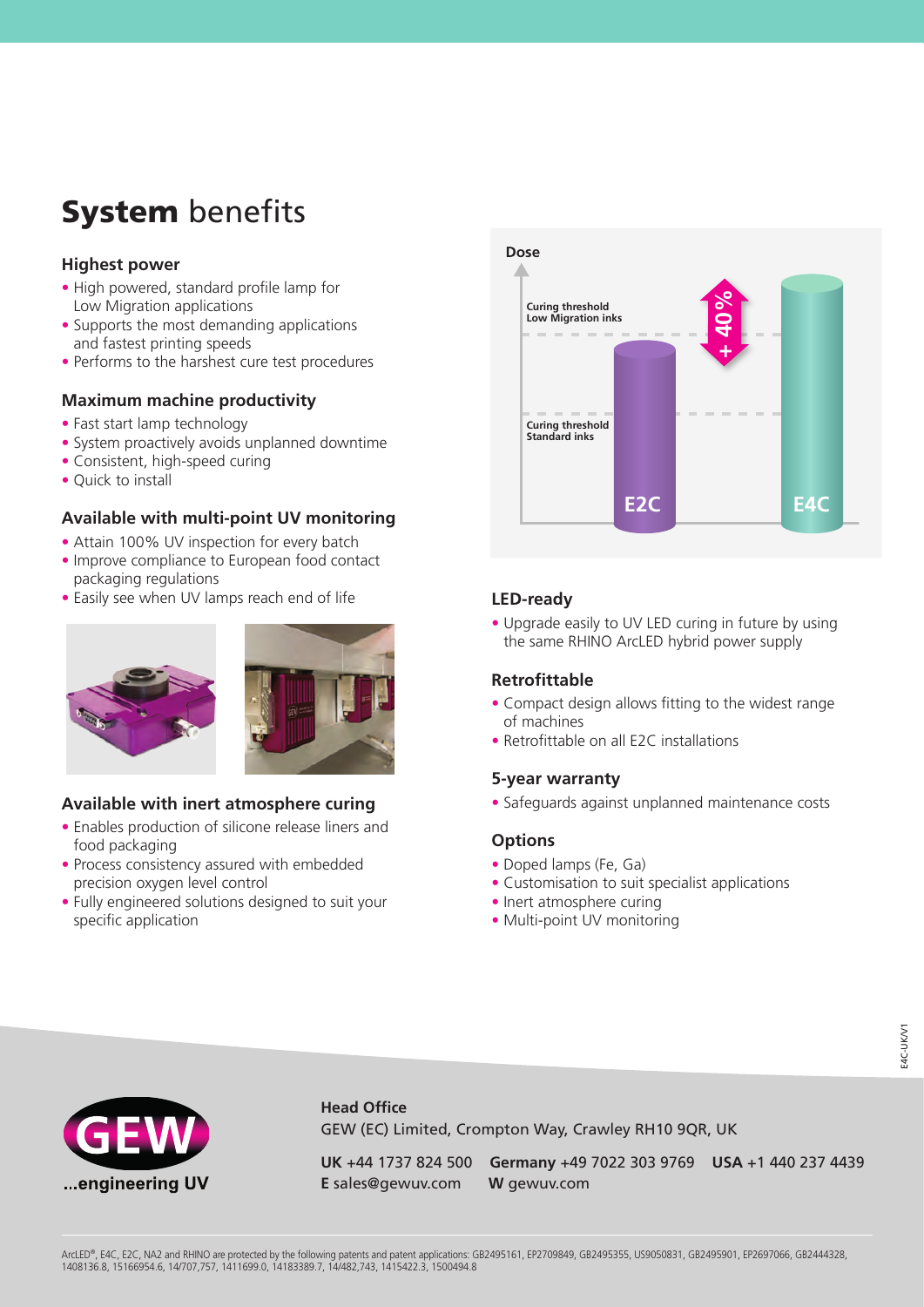# **System** benefits

### Highest power

- High powered, standard profile lamp for Low Migration applications
- Supports the most demanding applications and fastest printing speeds
- Performs to the harshest cure test procedures

### Maximum machine productivity

- Fast start lamp technology
- System proactively avoids unplanned downtime
- Consistent, high-speed curing
- Quick to install

### Available with multi-point UV monitoring

- Attain 100% UV inspection for every batch
- Improve compliance to European food contact packaging regulations
- Easily see when UV lamps reach end of life

### Available with inert atmosphere curing

- Enables production of silicone release liners and food packaging
- Process consistency assured with embedded precision oxygen level control
- Fully engineered solutions designed to suit your specific application

Dose

Curing threshold Low Migration inks

Curing threshold Standard inks

+ 40%

E2C

E4C

### LED-ready

- Upgrade easily to UV LED curing in future by using the same RHINO ArcLED hybrid power supply

### Retrofittable

- Compact design allows fitting to the widest range of machines
- Retrofittable on all E2C installations

### 5-year warranty

- Safeguards against unplanned maintenance costs

### Options

- Doped lamps (Fe, Ga)
- Customisation to suit specialist applications
- Inert atmosphere curing
- Multi-point UV monitoring

E4C-UK/V1

GEW ...engineering UV

**Head Office**
GEW (EC) Limited, Crompton Way, Crawley RH10 9QR, UK

**UK** +44 1737 824 500 **Germany** +49 7022 303 9769 **USA** +1 440 237 4439
**E** sales@gewuv.com **W** gewuv.com

ArcLED®, E4C, E2C, NA2 and RHINO are protected by the following patents and patent applications: GB2495161, EP2709849, GB2495355, US9050831, GB2495901, EP2697066, GB2444328, 1408136.8, 15166954.6, 14/707,757, 1411699.0, 14183389.7, 14/482,743, 1415422.3, 1500494.8